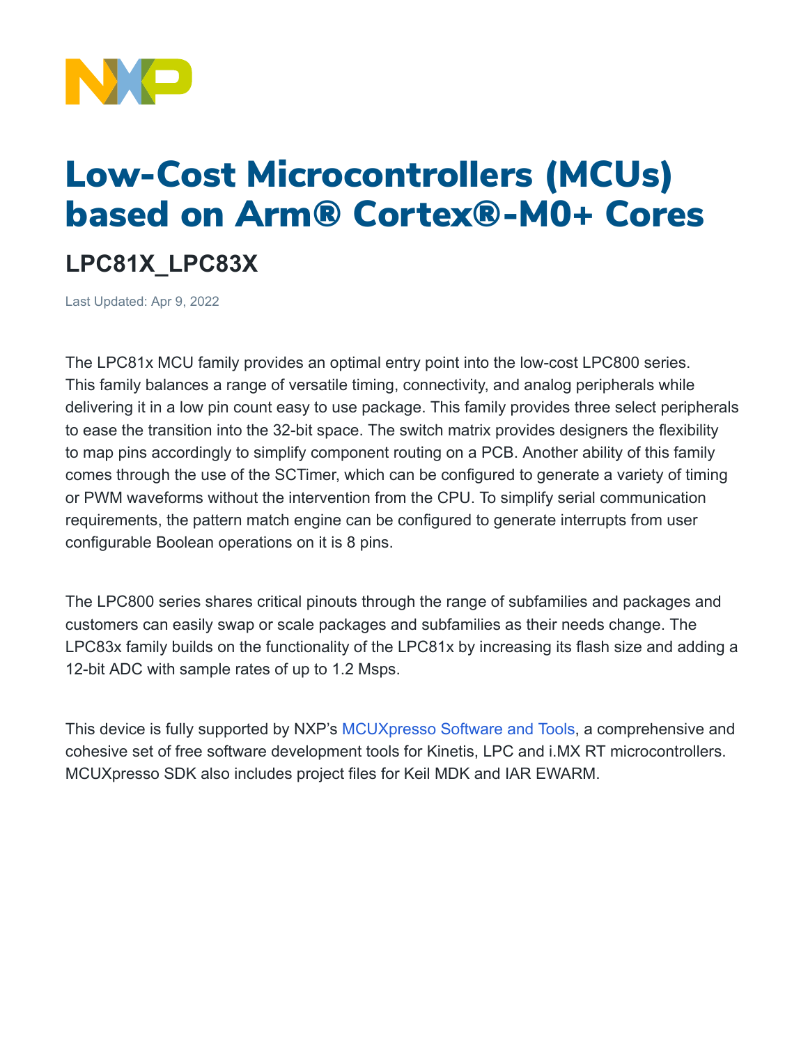# Low-Cost Microcontrollers (MCUs) based on Arm® Cortex®-M0+ Cores

## LPC81X_LPC83X

Last Updated: Apr 9, 2022

The LPC81x MCU family provides an optimal entry point into the low-cost LPC800 series. This family balances a range of versatile timing, connectivity, and analog peripherals while delivering it in a low pin count easy to use package. This family provides three select peripherals to ease the transition into the 32-bit space. The switch matrix provides designers the flexibility to map pins accordingly to simplify component routing on a PCB. Another ability of this family comes through the use of the SCTimer, which can be configured to generate a variety of timing or PWM waveforms without the intervention from the CPU. To simplify serial communication requirements, the pattern match engine can be configured to generate interrupts from user configurable Boolean operations on it is 8 pins.

The LPC800 series shares critical pinouts through the range of subfamilies and packages and customers can easily swap or scale packages and subfamilies as their needs change. The LPC83x family builds on the functionality of the LPC81x by increasing its flash size and adding a 12-bit ADC with sample rates of up to 1.2 Msps.

This device is fully supported by NXP's MCUXpresso Software and Tools, a comprehensive and cohesive set of free software development tools for Kinetis, LPC and i.MX RT microcontrollers. MCUXpresso SDK also includes project files for Keil MDK and IAR EWARM.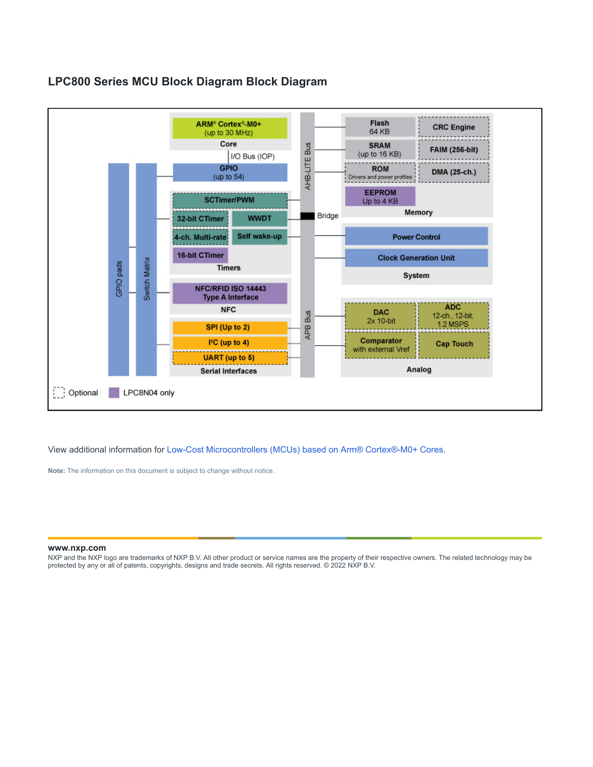## LPC800 Series MCU Block Diagram Block Diagram

ARM® Cortex®-M0+ (up to 30 MHz)
Core
I/O Bus (IOP)
GPIO (up to 54)
GPIO pads
Switch Matrix
SCTimer/PWM
32-bit CTimer
WWDT
4-ch. Multi-rate
Self wake-up
16-bit CTimer
Timers
NFC/RFID ISO 14443 Type A Interface
NFC
SPI (Up to 2)
I²C (up to 4)
UART (up to 5)
Serial Interfaces
AHB-LITE Bus
Bridge
APB Bus
Flash 64 KB
CRC Engine
SRAM (up to 16 KB)
FAIM (256-bit)
ROM Drivers and power profiles
DMA (25-ch.)
EEPROM Up to 4 KB
Memory
Power Control
Clock Generation Unit
System
DAC 2x 10-bit
ADC 12-ch., 12-bit, 1.2 MSPS
Comparator with external Vref
Cap Touch
Analog
Optional
LPC8N04 only

View additional information for Low-Cost Microcontrollers (MCUs) based on Arm® Cortex®-M0+ Cores.

**Note:** The information on this document is subject to change without notice.